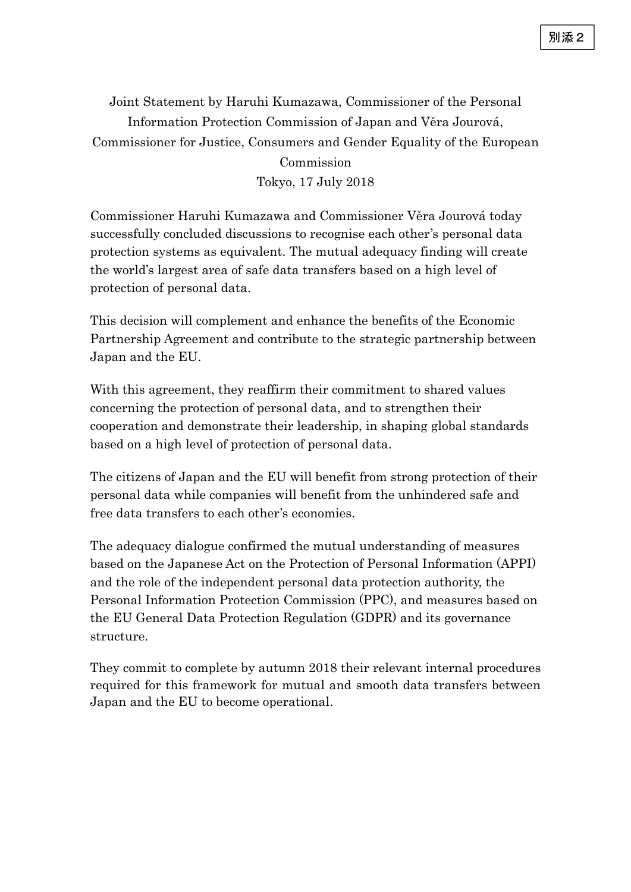別添２

# Joint Statement by Haruhi Kumazawa, Commissioner of the Personal Information Protection Commission of Japan and Věra Jourová, Commissioner for Justice, Consumers and Gender Equality of the European Commission

Tokyo, 17 July 2018

Commissioner Haruhi Kumazawa and Commissioner Věra Jourová today successfully concluded discussions to recognise each other's personal data protection systems as equivalent. The mutual adequacy finding will create the world's largest area of safe data transfers based on a high level of protection of personal data.

This decision will complement and enhance the benefits of the Economic Partnership Agreement and contribute to the strategic partnership between Japan and the EU.

With this agreement, they reaffirm their commitment to shared values concerning the protection of personal data, and to strengthen their cooperation and demonstrate their leadership, in shaping global standards based on a high level of protection of personal data.

The citizens of Japan and the EU will benefit from strong protection of their personal data while companies will benefit from the unhindered safe and free data transfers to each other's economies.

The adequacy dialogue confirmed the mutual understanding of measures based on the Japanese Act on the Protection of Personal Information (APPI) and the role of the independent personal data protection authority, the Personal Information Protection Commission (PPC), and measures based on the EU General Data Protection Regulation (GDPR) and its governance structure.

They commit to complete by autumn 2018 their relevant internal procedures required for this framework for mutual and smooth data transfers between Japan and the EU to become operational.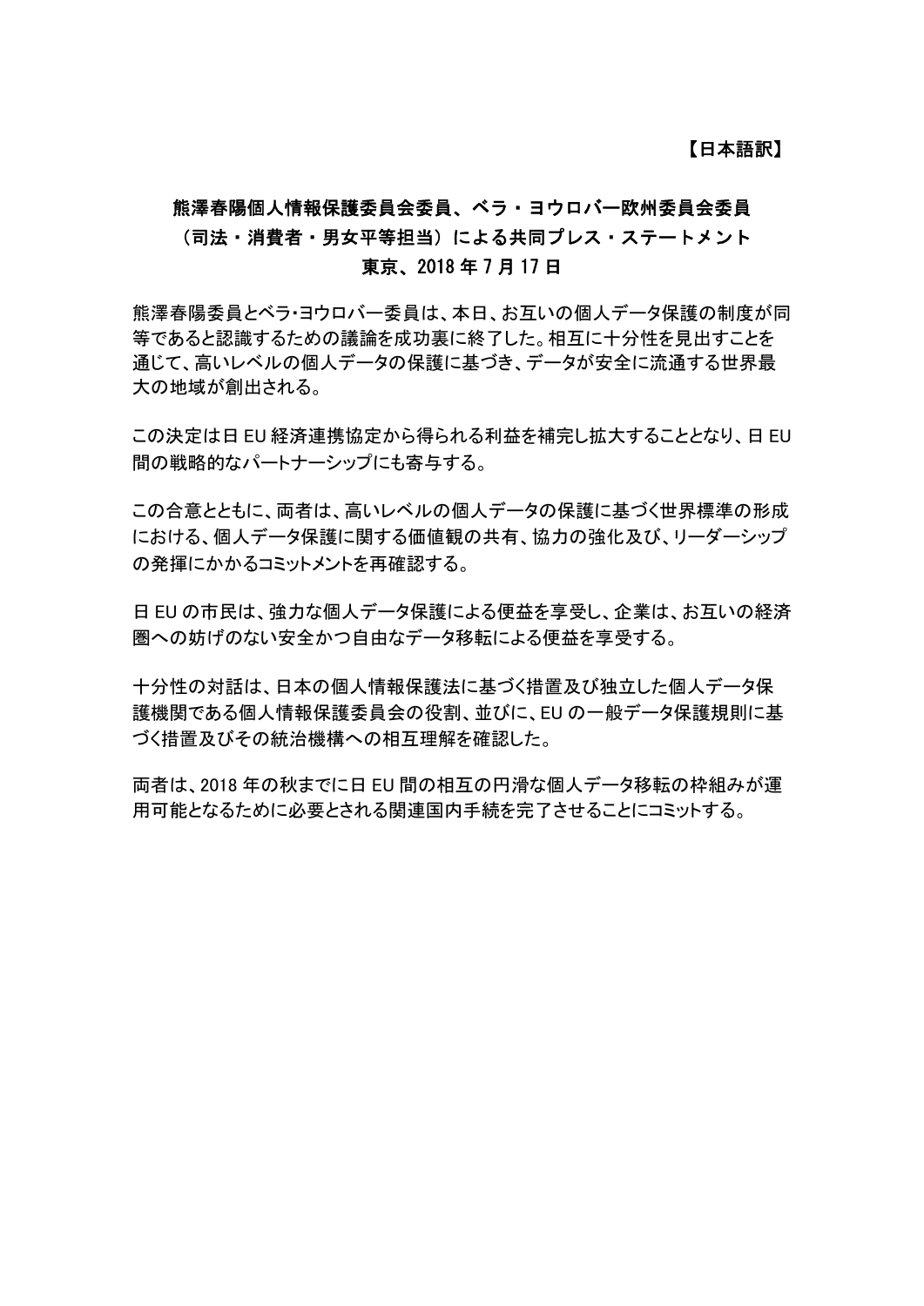【日本語訳】

**熊澤春陽個人情報保護委員会委員、ベラ・ヨウロバー欧州委員会委員**
**（司法・消費者・男女平等担当）による共同プレス・ステートメント**
**東京、2018 年 7 月 17 日**

熊澤春陽委員とベラ･ヨウロバー委員は、本日、お互いの個人データ保護の制度が同等であると認識するための議論を成功裏に終了した。相互に十分性を見出すことを通じて、高いレベルの個人データの保護に基づき、データが安全に流通する世界最大の地域が創出される。

この決定は日 EU 経済連携協定から得られる利益を補完し拡大することとなり、日 EU 間の戦略的なパートナーシップにも寄与する。

この合意とともに、両者は、高いレベルの個人データの保護に基づく世界標準の形成における、個人データ保護に関する価値観の共有、協力の強化及び、リーダーシップの発揮にかかるコミットメントを再確認する。

日 EU の市民は、強力な個人データ保護による便益を享受し、企業は、お互いの経済圏への妨げのない安全かつ自由なデータ移転による便益を享受する。

十分性の対話は、日本の個人情報保護法に基づく措置及び独立した個人データ保護機関である個人情報保護委員会の役割、並びに、EU の一般データ保護規則に基づく措置及びその統治機構への相互理解を確認した。

両者は、2018 年の秋までに日 EU 間の相互の円滑な個人データ移転の枠組みが運用可能となるために必要とされる関連国内手続を完了させることにコミットする。